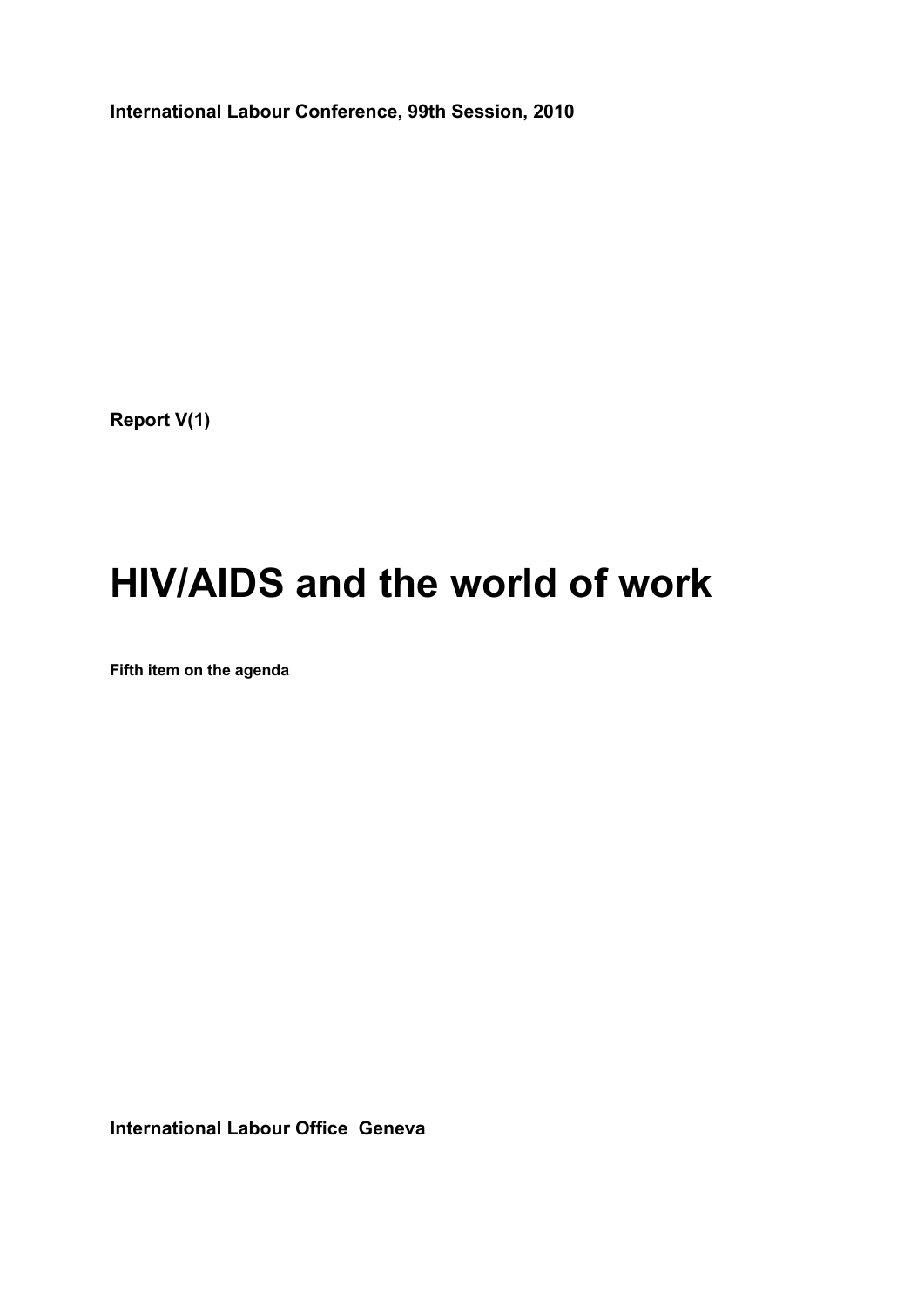**International Labour Conference, 99th Session, 2010**

**Report V(1)**

# HIV/AIDS and the world of work

**Fifth item on the agenda**

**International Labour Office Geneva**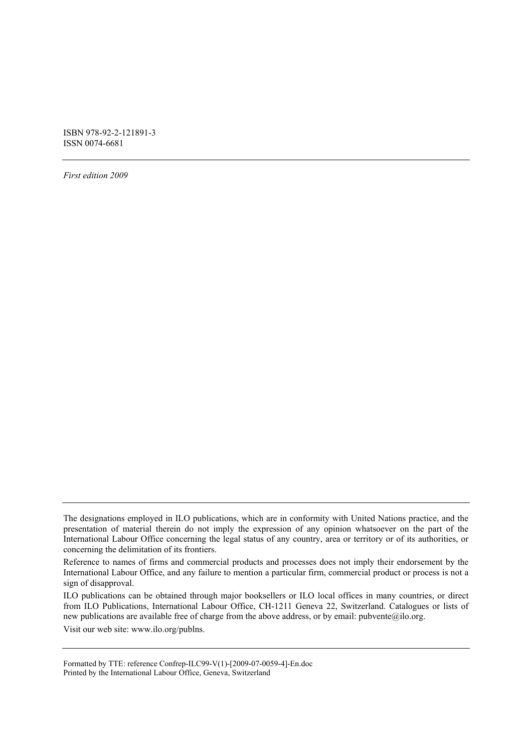ISBN 978-92-2-121891-3
ISSN 0074-6681

---

*First edition 2009*

---

The designations employed in ILO publications, which are in conformity with United Nations practice, and the presentation of material therein do not imply the expression of any opinion whatsoever on the part of the International Labour Office concerning the legal status of any country, area or territory or of its authorities, or concerning the delimitation of its frontiers.

Reference to names of firms and commercial products and processes does not imply their endorsement by the International Labour Office, and any failure to mention a particular firm, commercial product or process is not a sign of disapproval.

ILO publications can be obtained through major booksellers or ILO local offices in many countries, or direct from ILO Publications, International Labour Office, CH-1211 Geneva 22, Switzerland. Catalogues or lists of new publications are available free of charge from the above address, or by email: pubvente@ilo.org.

Visit our web site: www.ilo.org/publns.

---

Formatted by TTE: reference Confrep-ILC99-V(1)-[2009-07-0059-4]-En.doc
Printed by the International Labour Office, Geneva, Switzerland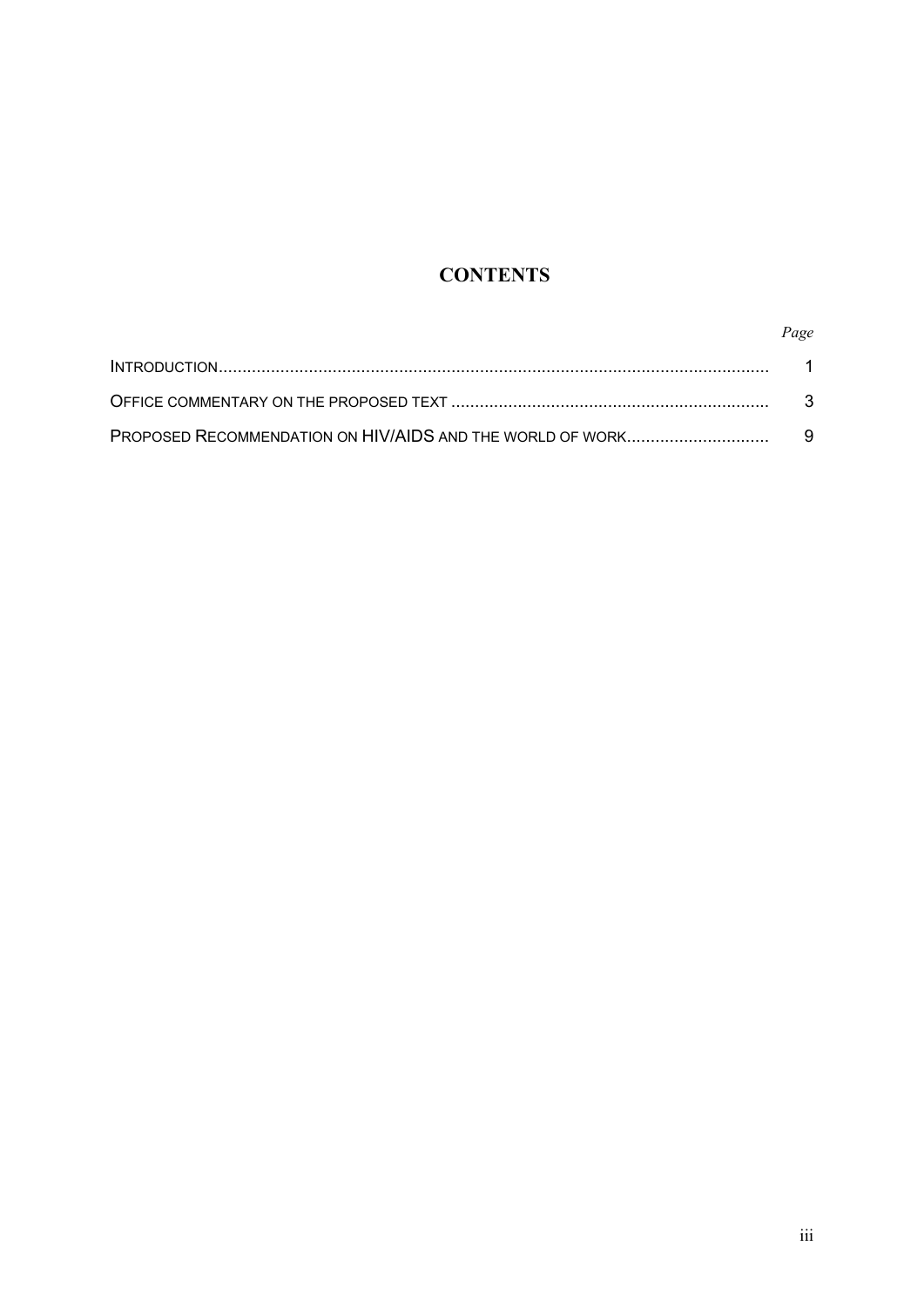# CONTENTS

| | *Page* |
|---|---|
| INTRODUCTION | 1 |
| OFFICE COMMENTARY ON THE PROPOSED TEXT | 3 |
| PROPOSED RECOMMENDATION ON HIV/AIDS AND THE WORLD OF WORK | 9 |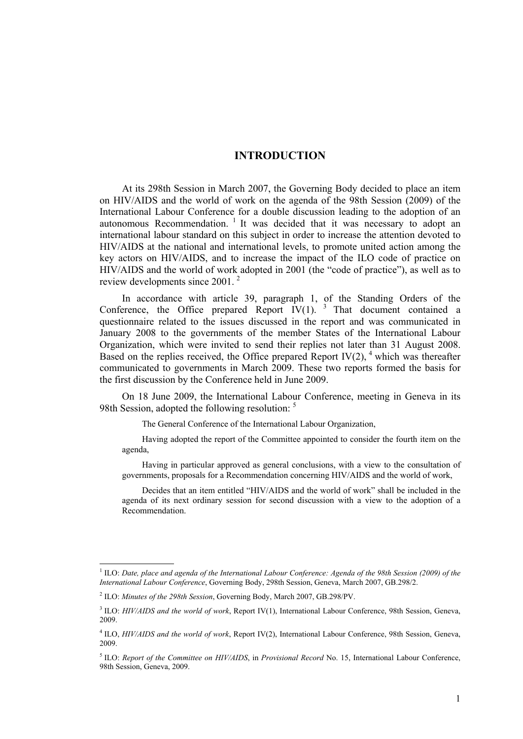# INTRODUCTION

At its 298th Session in March 2007, the Governing Body decided to place an item on HIV/AIDS and the world of work on the agenda of the 98th Session (2009) of the International Labour Conference for a double discussion leading to the adoption of an autonomous Recommendation. [1] It was decided that it was necessary to adopt an international labour standard on this subject in order to increase the attention devoted to HIV/AIDS at the national and international levels, to promote united action among the key actors on HIV/AIDS, and to increase the impact of the ILO code of practice on HIV/AIDS and the world of work adopted in 2001 (the "code of practice"), as well as to review developments since 2001. [2]

In accordance with article 39, paragraph 1, of the Standing Orders of the Conference, the Office prepared Report IV(1). [3] That document contained a questionnaire related to the issues discussed in the report and was communicated in January 2008 to the governments of the member States of the International Labour Organization, which were invited to send their replies not later than 31 August 2008. Based on the replies received, the Office prepared Report IV(2), [4] which was thereafter communicated to governments in March 2009. These two reports formed the basis for the first discussion by the Conference held in June 2009.

On 18 June 2009, the International Labour Conference, meeting in Geneva in its 98th Session, adopted the following resolution: [5]

> The General Conference of the International Labour Organization,
>
> Having adopted the report of the Committee appointed to consider the fourth item on the agenda,
>
> Having in particular approved as general conclusions, with a view to the consultation of governments, proposals for a Recommendation concerning HIV/AIDS and the world of work,
>
> Decides that an item entitled "HIV/AIDS and the world of work" shall be included in the agenda of its next ordinary session for second discussion with a view to the adoption of a Recommendation.

---

[1] ILO: *Date, place and agenda of the International Labour Conference: Agenda of the 98th Session (2009) of the International Labour Conference*, Governing Body, 298th Session, Geneva, March 2007, GB.298/2.

[2] ILO: *Minutes of the 298th Session*, Governing Body, March 2007, GB.298/PV.

[3] ILO: *HIV/AIDS and the world of work*, Report IV(1), International Labour Conference, 98th Session, Geneva, 2009.

[4] ILO, *HIV/AIDS and the world of work*, Report IV(2), International Labour Conference, 98th Session, Geneva, 2009.

[5] ILO: *Report of the Committee on HIV/AIDS*, in *Provisional Record* No. 15, International Labour Conference, 98th Session, Geneva, 2009.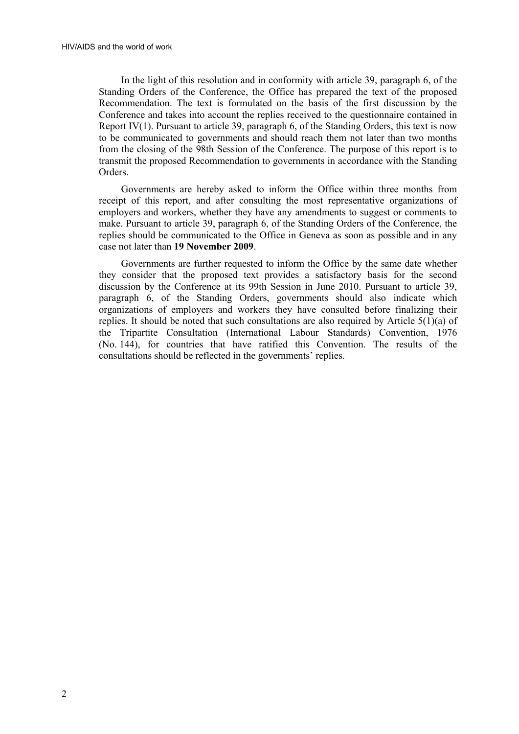In the light of this resolution and in conformity with article 39, paragraph 6, of the Standing Orders of the Conference, the Office has prepared the text of the proposed Recommendation. The text is formulated on the basis of the first discussion by the Conference and takes into account the replies received to the questionnaire contained in Report IV(1). Pursuant to article 39, paragraph 6, of the Standing Orders, this text is now to be communicated to governments and should reach them not later than two months from the closing of the 98th Session of the Conference. The purpose of this report is to transmit the proposed Recommendation to governments in accordance with the Standing Orders.

Governments are hereby asked to inform the Office within three months from receipt of this report, and after consulting the most representative organizations of employers and workers, whether they have any amendments to suggest or comments to make. Pursuant to article 39, paragraph 6, of the Standing Orders of the Conference, the replies should be communicated to the Office in Geneva as soon as possible and in any case not later than **19 November 2009**.

Governments are further requested to inform the Office by the same date whether they consider that the proposed text provides a satisfactory basis for the second discussion by the Conference at its 99th Session in June 2010. Pursuant to article 39, paragraph 6, of the Standing Orders, governments should also indicate which organizations of employers and workers they have consulted before finalizing their replies. It should be noted that such consultations are also required by Article 5(1)(a) of the Tripartite Consultation (International Labour Standards) Convention, 1976 (No. 144), for countries that have ratified this Convention. The results of the consultations should be reflected in the governments' replies.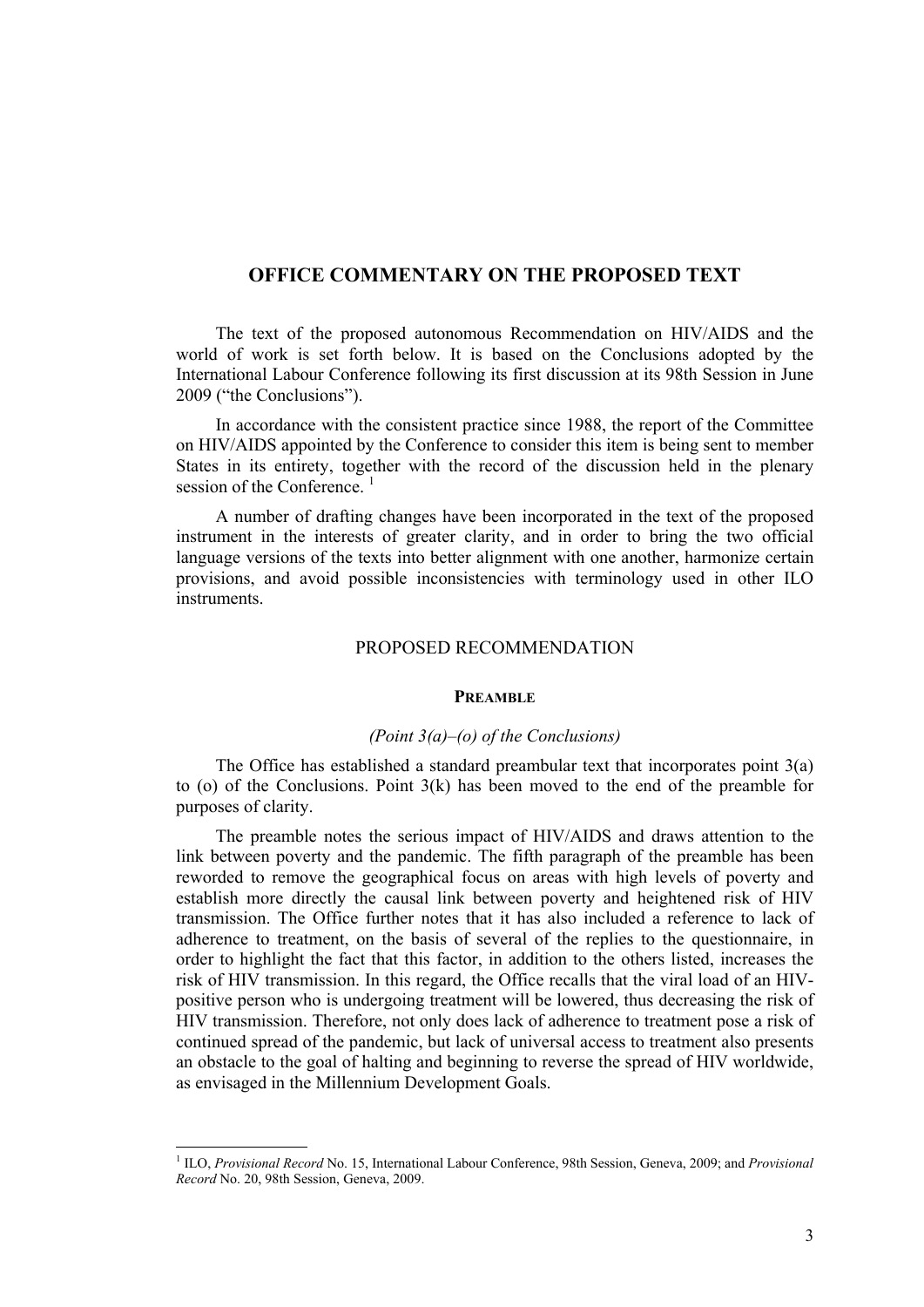## OFFICE COMMENTARY ON THE PROPOSED TEXT

The text of the proposed autonomous Recommendation on HIV/AIDS and the world of work is set forth below. It is based on the Conclusions adopted by the International Labour Conference following its first discussion at its 98th Session in June 2009 ("the Conclusions").

In accordance with the consistent practice since 1988, the report of the Committee on HIV/AIDS appointed by the Conference to consider this item is being sent to member States in its entirety, together with the record of the discussion held in the plenary session of the Conference. [1]

A number of drafting changes have been incorporated in the text of the proposed instrument in the interests of greater clarity, and in order to bring the two official language versions of the texts into better alignment with one another, harmonize certain provisions, and avoid possible inconsistencies with terminology used in other ILO instruments.

### PROPOSED RECOMMENDATION

#### PREAMBLE

*(Point 3(a)–(o) of the Conclusions)*

The Office has established a standard preambular text that incorporates point 3(a) to (o) of the Conclusions. Point 3(k) has been moved to the end of the preamble for purposes of clarity.

The preamble notes the serious impact of HIV/AIDS and draws attention to the link between poverty and the pandemic. The fifth paragraph of the preamble has been reworded to remove the geographical focus on areas with high levels of poverty and establish more directly the causal link between poverty and heightened risk of HIV transmission. The Office further notes that it has also included a reference to lack of adherence to treatment, on the basis of several of the replies to the questionnaire, in order to highlight the fact that this factor, in addition to the others listed, increases the risk of HIV transmission. In this regard, the Office recalls that the viral load of an HIV-positive person who is undergoing treatment will be lowered, thus decreasing the risk of HIV transmission. Therefore, not only does lack of adherence to treatment pose a risk of continued spread of the pandemic, but lack of universal access to treatment also presents an obstacle to the goal of halting and beginning to reverse the spread of HIV worldwide, as envisaged in the Millennium Development Goals.

---

[1] ILO, *Provisional Record* No. 15, International Labour Conference, 98th Session, Geneva, 2009; and *Provisional Record* No. 20, 98th Session, Geneva, 2009.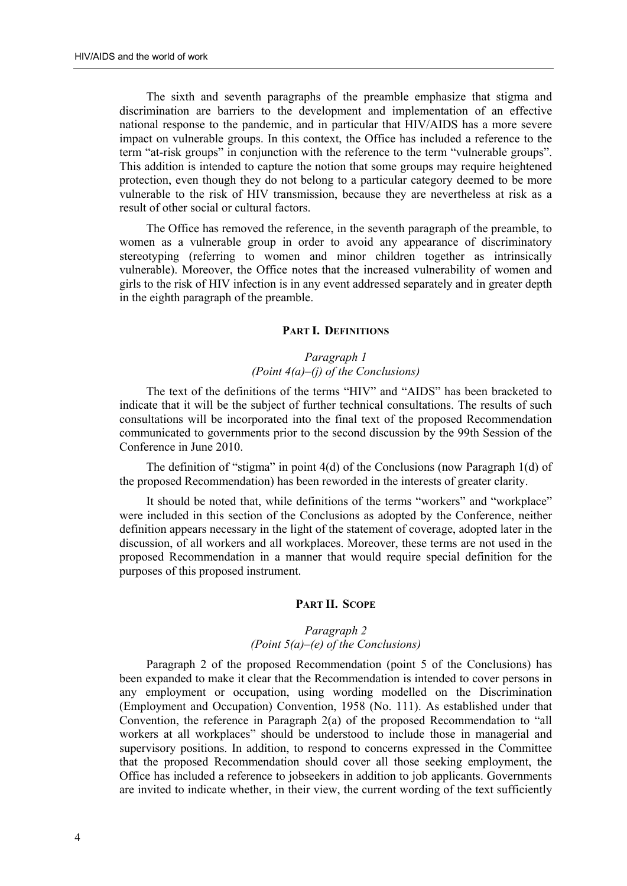The sixth and seventh paragraphs of the preamble emphasize that stigma and discrimination are barriers to the development and implementation of an effective national response to the pandemic, and in particular that HIV/AIDS has a more severe impact on vulnerable groups. In this context, the Office has included a reference to the term "at-risk groups" in conjunction with the reference to the term "vulnerable groups". This addition is intended to capture the notion that some groups may require heightened protection, even though they do not belong to a particular category deemed to be more vulnerable to the risk of HIV transmission, because they are nevertheless at risk as a result of other social or cultural factors.

The Office has removed the reference, in the seventh paragraph of the preamble, to women as a vulnerable group in order to avoid any appearance of discriminatory stereotyping (referring to women and minor children together as intrinsically vulnerable). Moreover, the Office notes that the increased vulnerability of women and girls to the risk of HIV infection is in any event addressed separately and in greater depth in the eighth paragraph of the preamble.

## PART I. DEFINITIONS

### *Paragraph 1*
### *(Point 4(a)–(j) of the Conclusions)*

The text of the definitions of the terms "HIV" and "AIDS" has been bracketed to indicate that it will be the subject of further technical consultations. The results of such consultations will be incorporated into the final text of the proposed Recommendation communicated to governments prior to the second discussion by the 99th Session of the Conference in June 2010.

The definition of "stigma" in point 4(d) of the Conclusions (now Paragraph 1(d) of the proposed Recommendation) has been reworded in the interests of greater clarity.

It should be noted that, while definitions of the terms "workers" and "workplace" were included in this section of the Conclusions as adopted by the Conference, neither definition appears necessary in the light of the statement of coverage, adopted later in the discussion, of all workers and all workplaces. Moreover, these terms are not used in the proposed Recommendation in a manner that would require special definition for the purposes of this proposed instrument.

## PART II. SCOPE

### *Paragraph 2*
### *(Point 5(a)–(e) of the Conclusions)*

Paragraph 2 of the proposed Recommendation (point 5 of the Conclusions) has been expanded to make it clear that the Recommendation is intended to cover persons in any employment or occupation, using wording modelled on the Discrimination (Employment and Occupation) Convention, 1958 (No. 111). As established under that Convention, the reference in Paragraph 2(a) of the proposed Recommendation to "all workers at all workplaces" should be understood to include those in managerial and supervisory positions. In addition, to respond to concerns expressed in the Committee that the proposed Recommendation should cover all those seeking employment, the Office has included a reference to jobseekers in addition to job applicants. Governments are invited to indicate whether, in their view, the current wording of the text sufficiently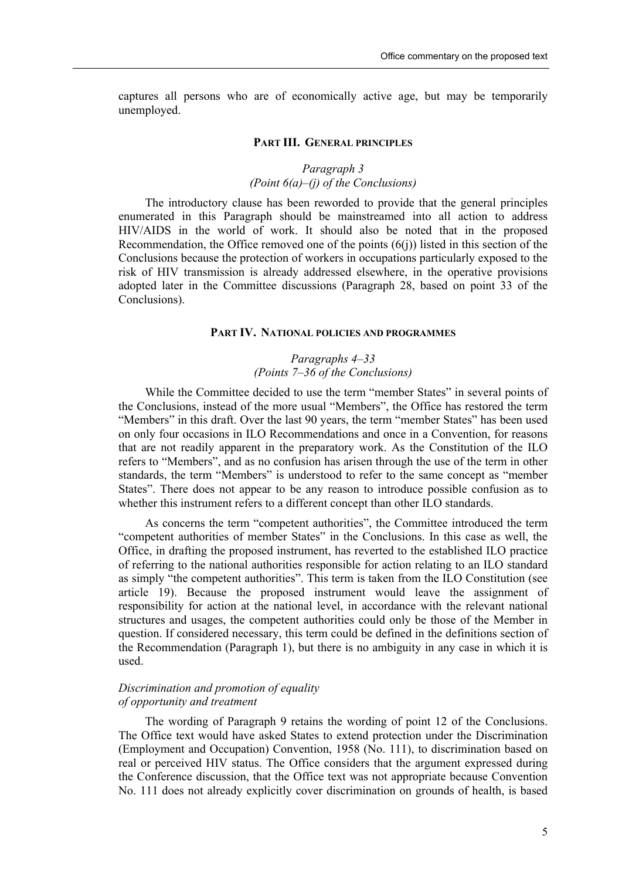captures all persons who are of economically active age, but may be temporarily unemployed.

## PART III. GENERAL PRINCIPLES

### *Paragraph 3*
### *(Point 6(a)–(j) of the Conclusions)*

The introductory clause has been reworded to provide that the general principles enumerated in this Paragraph should be mainstreamed into all action to address HIV/AIDS in the world of work. It should also be noted that in the proposed Recommendation, the Office removed one of the points (6(j)) listed in this section of the Conclusions because the protection of workers in occupations particularly exposed to the risk of HIV transmission is already addressed elsewhere, in the operative provisions adopted later in the Committee discussions (Paragraph 28, based on point 33 of the Conclusions).

## PART IV. NATIONAL POLICIES AND PROGRAMMES

### *Paragraphs 4–33*
### *(Points 7–36 of the Conclusions)*

While the Committee decided to use the term "member States" in several points of the Conclusions, instead of the more usual "Members", the Office has restored the term "Members" in this draft. Over the last 90 years, the term "member States" has been used on only four occasions in ILO Recommendations and once in a Convention, for reasons that are not readily apparent in the preparatory work. As the Constitution of the ILO refers to "Members", and as no confusion has arisen through the use of the term in other standards, the term "Members" is understood to refer to the same concept as "member States". There does not appear to be any reason to introduce possible confusion as to whether this instrument refers to a different concept than other ILO standards.

As concerns the term "competent authorities", the Committee introduced the term "competent authorities of member States" in the Conclusions. In this case as well, the Office, in drafting the proposed instrument, has reverted to the established ILO practice of referring to the national authorities responsible for action relating to an ILO standard as simply "the competent authorities". This term is taken from the ILO Constitution (see article 19). Because the proposed instrument would leave the assignment of responsibility for action at the national level, in accordance with the relevant national structures and usages, the competent authorities could only be those of the Member in question. If considered necessary, this term could be defined in the definitions section of the Recommendation (Paragraph 1), but there is no ambiguity in any case in which it is used.

*Discrimination and promotion of equality of opportunity and treatment*

The wording of Paragraph 9 retains the wording of point 12 of the Conclusions. The Office text would have asked States to extend protection under the Discrimination (Employment and Occupation) Convention, 1958 (No. 111), to discrimination based on real or perceived HIV status. The Office considers that the argument expressed during the Conference discussion, that the Office text was not appropriate because Convention No. 111 does not already explicitly cover discrimination on grounds of health, is based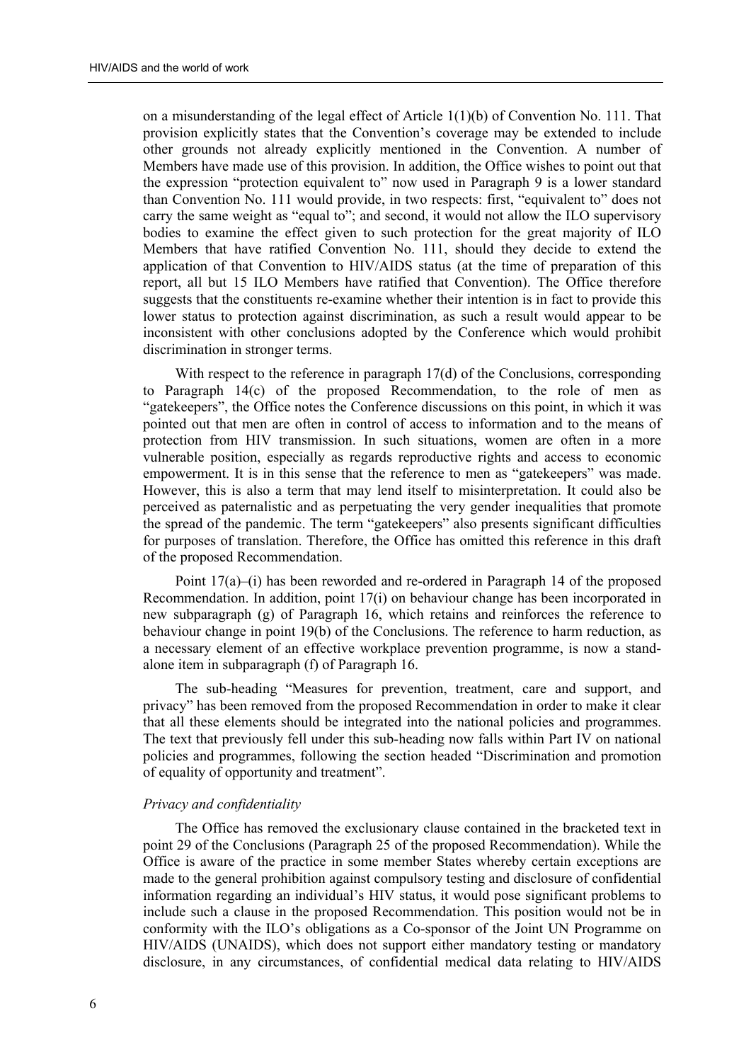on a misunderstanding of the legal effect of Article 1(1)(b) of Convention No. 111. That provision explicitly states that the Convention's coverage may be extended to include other grounds not already explicitly mentioned in the Convention. A number of Members have made use of this provision. In addition, the Office wishes to point out that the expression "protection equivalent to" now used in Paragraph 9 is a lower standard than Convention No. 111 would provide, in two respects: first, "equivalent to" does not carry the same weight as "equal to"; and second, it would not allow the ILO supervisory bodies to examine the effect given to such protection for the great majority of ILO Members that have ratified Convention No. 111, should they decide to extend the application of that Convention to HIV/AIDS status (at the time of preparation of this report, all but 15 ILO Members have ratified that Convention). The Office therefore suggests that the constituents re-examine whether their intention is in fact to provide this lower status to protection against discrimination, as such a result would appear to be inconsistent with other conclusions adopted by the Conference which would prohibit discrimination in stronger terms.

With respect to the reference in paragraph 17(d) of the Conclusions, corresponding to Paragraph 14(c) of the proposed Recommendation, to the role of men as "gatekeepers", the Office notes the Conference discussions on this point, in which it was pointed out that men are often in control of access to information and to the means of protection from HIV transmission. In such situations, women are often in a more vulnerable position, especially as regards reproductive rights and access to economic empowerment. It is in this sense that the reference to men as "gatekeepers" was made. However, this is also a term that may lend itself to misinterpretation. It could also be perceived as paternalistic and as perpetuating the very gender inequalities that promote the spread of the pandemic. The term "gatekeepers" also presents significant difficulties for purposes of translation. Therefore, the Office has omitted this reference in this draft of the proposed Recommendation.

Point 17(a)–(i) has been reworded and re-ordered in Paragraph 14 of the proposed Recommendation. In addition, point 17(i) on behaviour change has been incorporated in new subparagraph (g) of Paragraph 16, which retains and reinforces the reference to behaviour change in point 19(b) of the Conclusions. The reference to harm reduction, as a necessary element of an effective workplace prevention programme, is now a stand-alone item in subparagraph (f) of Paragraph 16.

The sub-heading "Measures for prevention, treatment, care and support, and privacy" has been removed from the proposed Recommendation in order to make it clear that all these elements should be integrated into the national policies and programmes. The text that previously fell under this sub-heading now falls within Part IV on national policies and programmes, following the section headed "Discrimination and promotion of equality of opportunity and treatment".

*Privacy and confidentiality*

The Office has removed the exclusionary clause contained in the bracketed text in point 29 of the Conclusions (Paragraph 25 of the proposed Recommendation). While the Office is aware of the practice in some member States whereby certain exceptions are made to the general prohibition against compulsory testing and disclosure of confidential information regarding an individual's HIV status, it would pose significant problems to include such a clause in the proposed Recommendation. This position would not be in conformity with the ILO's obligations as a Co-sponsor of the Joint UN Programme on HIV/AIDS (UNAIDS), which does not support either mandatory testing or mandatory disclosure, in any circumstances, of confidential medical data relating to HIV/AIDS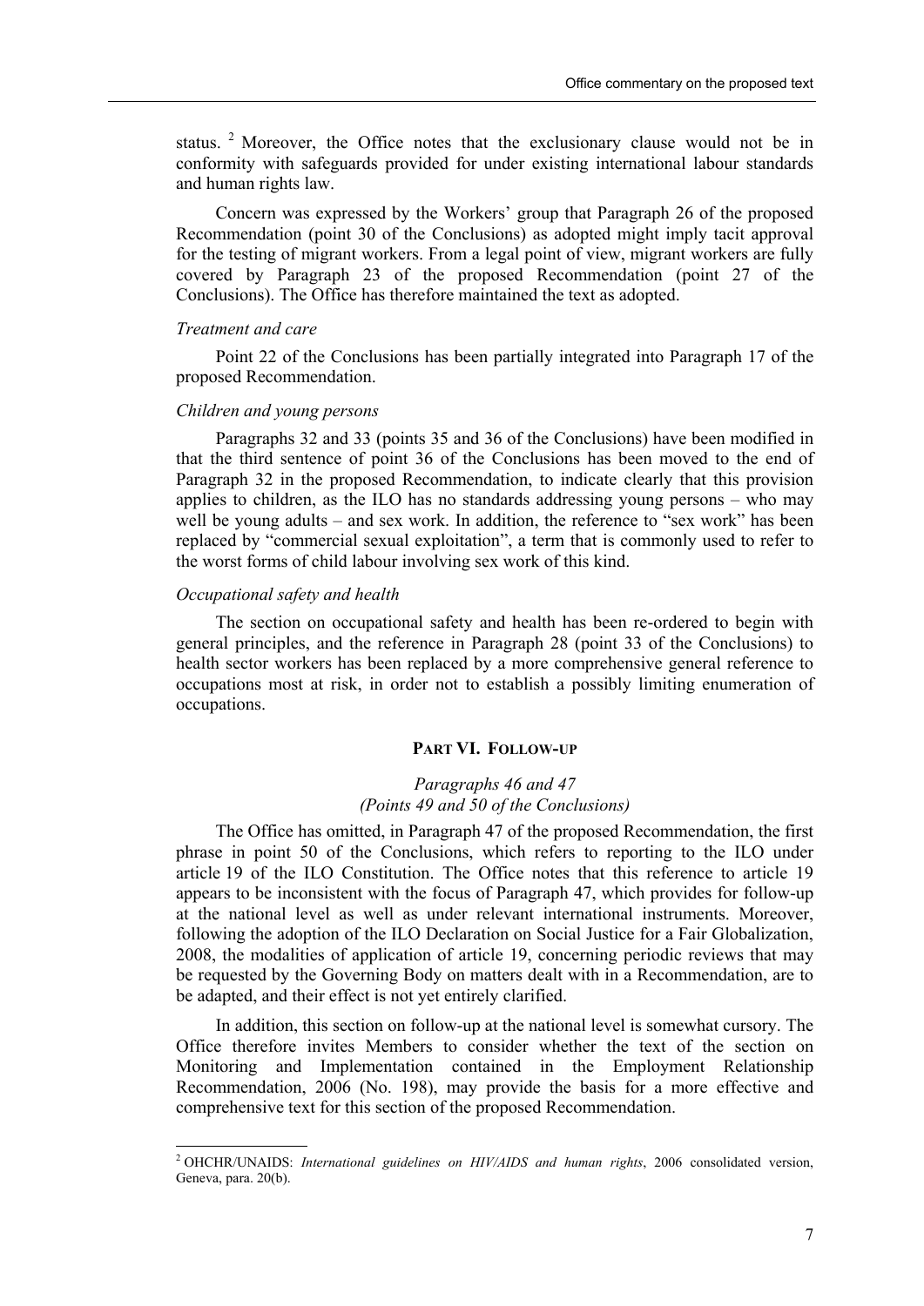status.[2] Moreover, the Office notes that the exclusionary clause would not be in conformity with safeguards provided for under existing international labour standards and human rights law.

Concern was expressed by the Workers' group that Paragraph 26 of the proposed Recommendation (point 30 of the Conclusions) as adopted might imply tacit approval for the testing of migrant workers. From a legal point of view, migrant workers are fully covered by Paragraph 23 of the proposed Recommendation (point 27 of the Conclusions). The Office has therefore maintained the text as adopted.

*Treatment and care*

Point 22 of the Conclusions has been partially integrated into Paragraph 17 of the proposed Recommendation.

*Children and young persons*

Paragraphs 32 and 33 (points 35 and 36 of the Conclusions) have been modified in that the third sentence of point 36 of the Conclusions has been moved to the end of Paragraph 32 in the proposed Recommendation, to indicate clearly that this provision applies to children, as the ILO has no standards addressing young persons – who may well be young adults – and sex work. In addition, the reference to "sex work" has been replaced by "commercial sexual exploitation", a term that is commonly used to refer to the worst forms of child labour involving sex work of this kind.

*Occupational safety and health*

The section on occupational safety and health has been re-ordered to begin with general principles, and the reference in Paragraph 28 (point 33 of the Conclusions) to health sector workers has been replaced by a more comprehensive general reference to occupations most at risk, in order not to establish a possibly limiting enumeration of occupations.

## PART VI. FOLLOW-UP

*Paragraphs 46 and 47*
*(Points 49 and 50 of the Conclusions)*

The Office has omitted, in Paragraph 47 of the proposed Recommendation, the first phrase in point 50 of the Conclusions, which refers to reporting to the ILO under article 19 of the ILO Constitution. The Office notes that this reference to article 19 appears to be inconsistent with the focus of Paragraph 47, which provides for follow-up at the national level as well as under relevant international instruments. Moreover, following the adoption of the ILO Declaration on Social Justice for a Fair Globalization, 2008, the modalities of application of article 19, concerning periodic reviews that may be requested by the Governing Body on matters dealt with in a Recommendation, are to be adapted, and their effect is not yet entirely clarified.

In addition, this section on follow-up at the national level is somewhat cursory. The Office therefore invites Members to consider whether the text of the section on Monitoring and Implementation contained in the Employment Relationship Recommendation, 2006 (No. 198), may provide the basis for a more effective and comprehensive text for this section of the proposed Recommendation.

---

[2] OHCHR/UNAIDS: *International guidelines on HIV/AIDS and human rights*, 2006 consolidated version, Geneva, para. 20(b).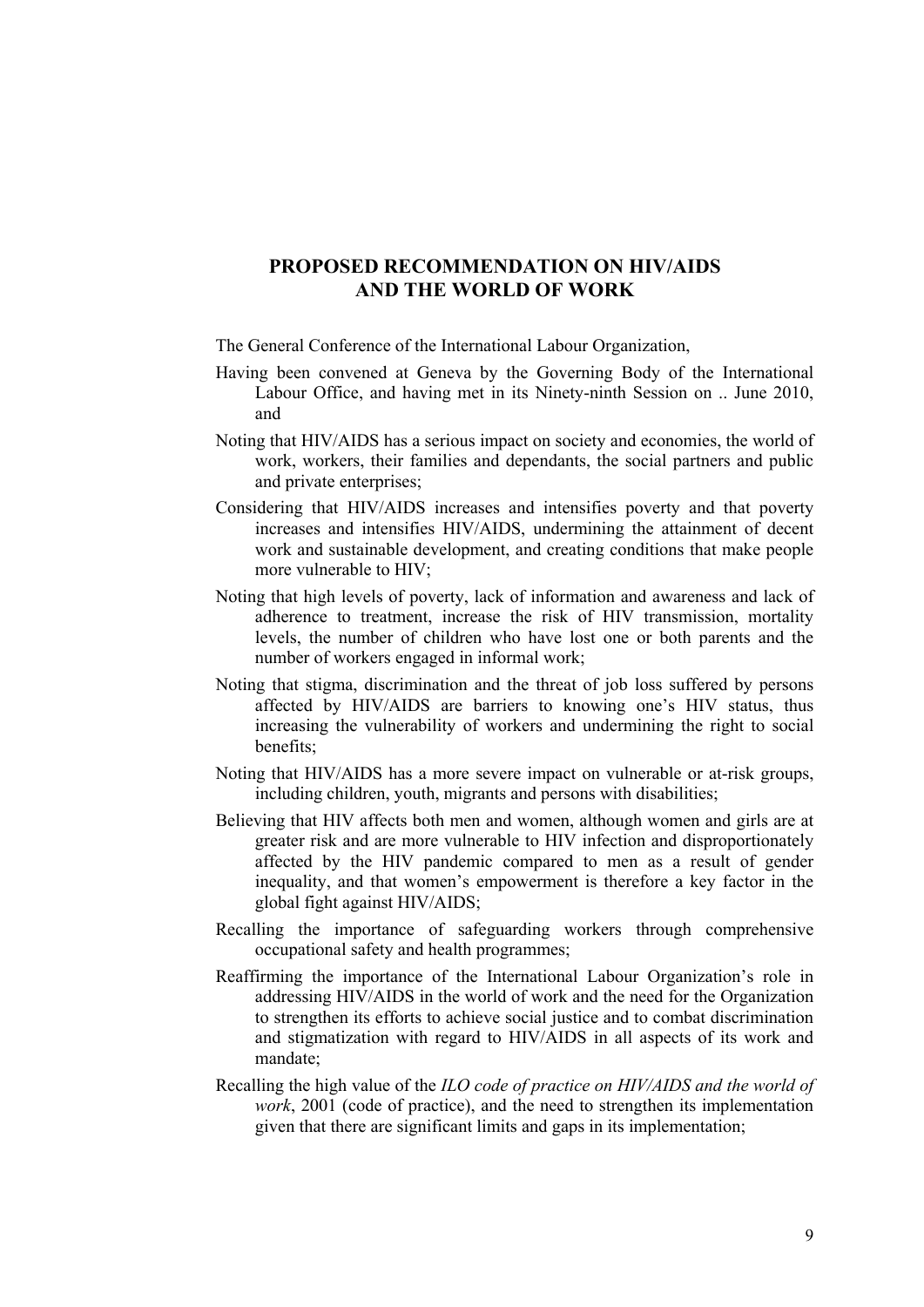# PROPOSED RECOMMENDATION ON HIV/AIDS AND THE WORLD OF WORK

The General Conference of the International Labour Organization,

Having been convened at Geneva by the Governing Body of the International Labour Office, and having met in its Ninety-ninth Session on .. June 2010, and

Noting that HIV/AIDS has a serious impact on society and economies, the world of work, workers, their families and dependants, the social partners and public and private enterprises;

Considering that HIV/AIDS increases and intensifies poverty and that poverty increases and intensifies HIV/AIDS, undermining the attainment of decent work and sustainable development, and creating conditions that make people more vulnerable to HIV;

Noting that high levels of poverty, lack of information and awareness and lack of adherence to treatment, increase the risk of HIV transmission, mortality levels, the number of children who have lost one or both parents and the number of workers engaged in informal work;

Noting that stigma, discrimination and the threat of job loss suffered by persons affected by HIV/AIDS are barriers to knowing one's HIV status, thus increasing the vulnerability of workers and undermining the right to social benefits;

Noting that HIV/AIDS has a more severe impact on vulnerable or at-risk groups, including children, youth, migrants and persons with disabilities;

Believing that HIV affects both men and women, although women and girls are at greater risk and are more vulnerable to HIV infection and disproportionately affected by the HIV pandemic compared to men as a result of gender inequality, and that women's empowerment is therefore a key factor in the global fight against HIV/AIDS;

Recalling the importance of safeguarding workers through comprehensive occupational safety and health programmes;

Reaffirming the importance of the International Labour Organization's role in addressing HIV/AIDS in the world of work and the need for the Organization to strengthen its efforts to achieve social justice and to combat discrimination and stigmatization with regard to HIV/AIDS in all aspects of its work and mandate;

Recalling the high value of the *ILO code of practice on HIV/AIDS and the world of work*, 2001 (code of practice), and the need to strengthen its implementation given that there are significant limits and gaps in its implementation;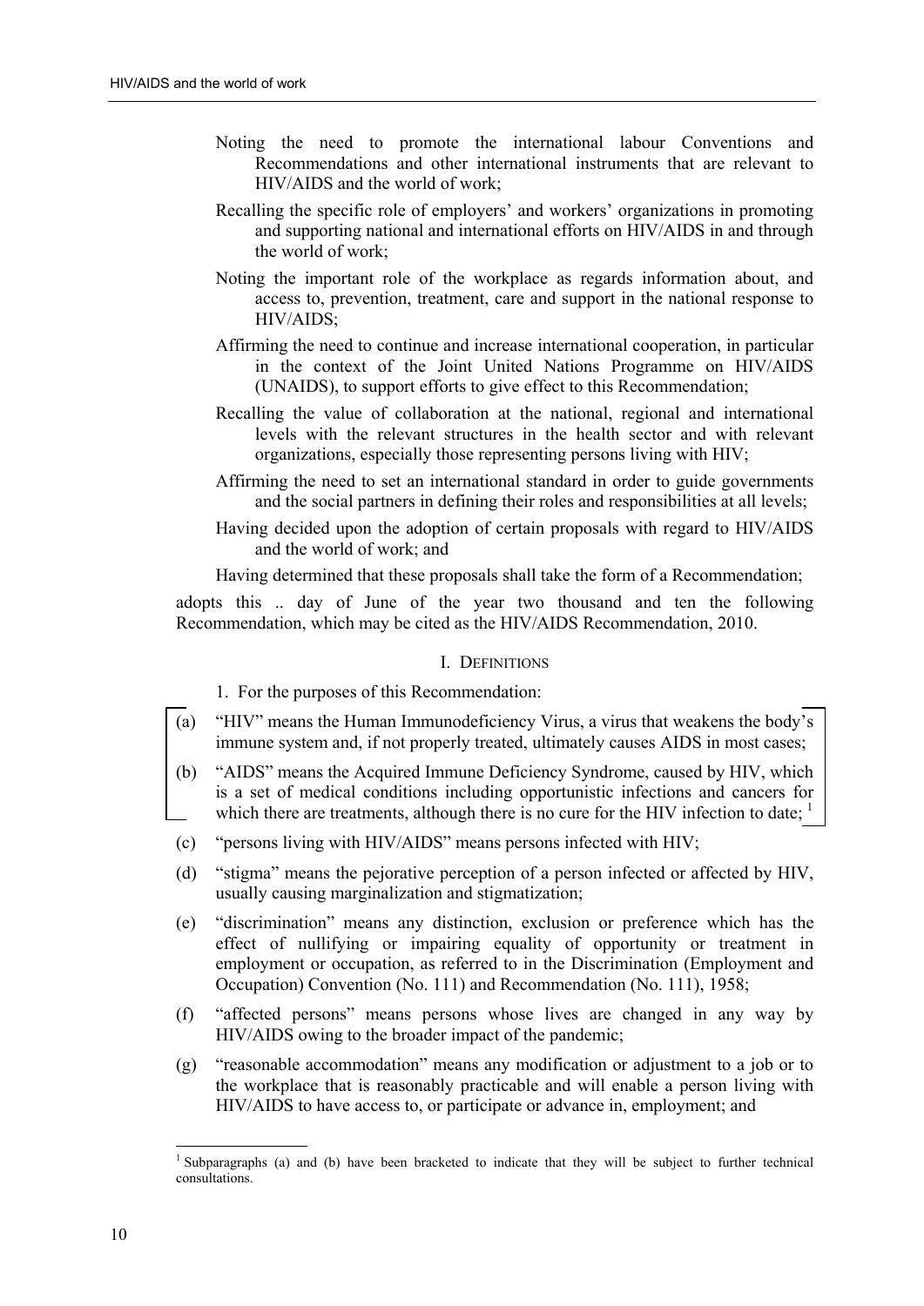Noting the need to promote the international labour Conventions and Recommendations and other international instruments that are relevant to HIV/AIDS and the world of work;

Recalling the specific role of employers' and workers' organizations in promoting and supporting national and international efforts on HIV/AIDS in and through the world of work;

Noting the important role of the workplace as regards information about, and access to, prevention, treatment, care and support in the national response to HIV/AIDS;

Affirming the need to continue and increase international cooperation, in particular in the context of the Joint United Nations Programme on HIV/AIDS (UNAIDS), to support efforts to give effect to this Recommendation;

Recalling the value of collaboration at the national, regional and international levels with the relevant structures in the health sector and with relevant organizations, especially those representing persons living with HIV;

Affirming the need to set an international standard in order to guide governments and the social partners in defining their roles and responsibilities at all levels;

Having decided upon the adoption of certain proposals with regard to HIV/AIDS and the world of work; and

Having determined that these proposals shall take the form of a Recommendation;

adopts this .. day of June of the year two thousand and ten the following Recommendation, which may be cited as the HIV/AIDS Recommendation, 2010.

## I. DEFINITIONS

1. For the purposes of this Recommendation:

[(a) "HIV" means the Human Immunodeficiency Virus, a virus that weakens the body's immune system and, if not properly treated, ultimately causes AIDS in most cases;

(b) "AIDS" means the Acquired Immune Deficiency Syndrome, caused by HIV, which is a set of medical conditions including opportunistic infections and cancers for which there are treatments, although there is no cure for the HIV infection to date; [1]]

(c) "persons living with HIV/AIDS" means persons infected with HIV;

(d) "stigma" means the pejorative perception of a person infected or affected by HIV, usually causing marginalization and stigmatization;

(e) "discrimination" means any distinction, exclusion or preference which has the effect of nullifying or impairing equality of opportunity or treatment in employment or occupation, as referred to in the Discrimination (Employment and Occupation) Convention (No. 111) and Recommendation (No. 111), 1958;

(f) "affected persons" means persons whose lives are changed in any way by HIV/AIDS owing to the broader impact of the pandemic;

(g) "reasonable accommodation" means any modification or adjustment to a job or to the workplace that is reasonably practicable and will enable a person living with HIV/AIDS to have access to, or participate or advance in, employment; and

---

[1] Subparagraphs (a) and (b) have been bracketed to indicate that they will be subject to further technical consultations.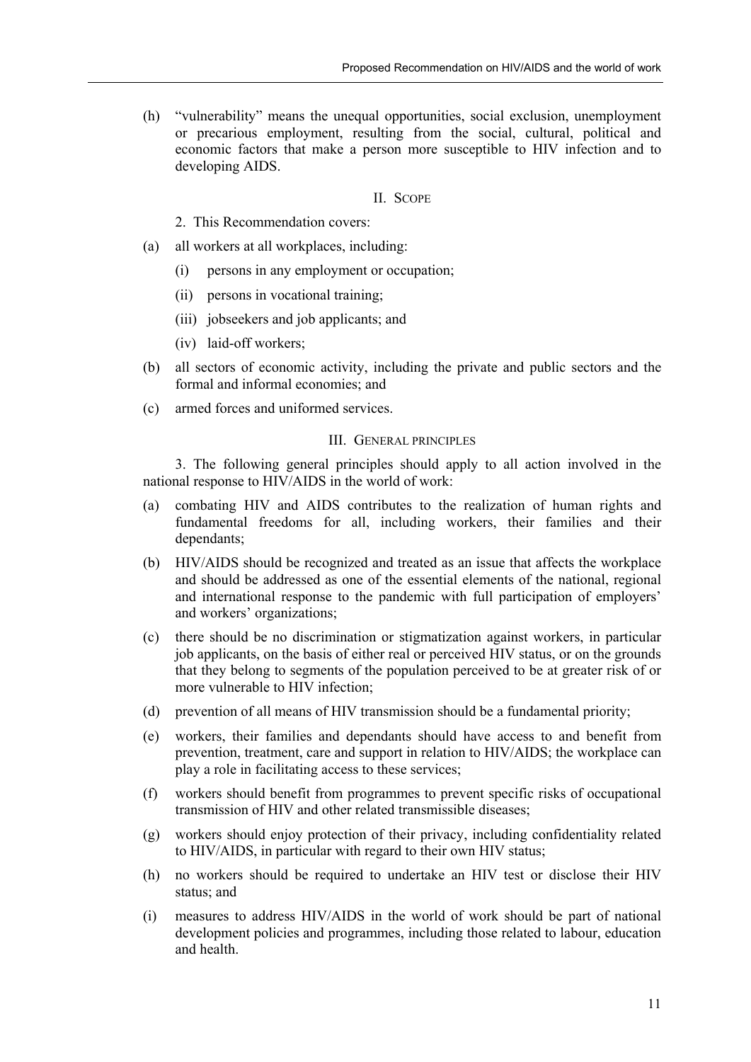(h) "vulnerability" means the unequal opportunities, social exclusion, unemployment or precarious employment, resulting from the social, cultural, political and economic factors that make a person more susceptible to HIV infection and to developing AIDS.

## II. Scope

2. This Recommendation covers:

(a) all workers at all workplaces, including:

  (i) persons in any employment or occupation;

  (ii) persons in vocational training;

  (iii) jobseekers and job applicants; and

  (iv) laid-off workers;

(b) all sectors of economic activity, including the private and public sectors and the formal and informal economies; and

(c) armed forces and uniformed services.

## III. General principles

3. The following general principles should apply to all action involved in the national response to HIV/AIDS in the world of work:

(a) combating HIV and AIDS contributes to the realization of human rights and fundamental freedoms for all, including workers, their families and their dependants;

(b) HIV/AIDS should be recognized and treated as an issue that affects the workplace and should be addressed as one of the essential elements of the national, regional and international response to the pandemic with full participation of employers' and workers' organizations;

(c) there should be no discrimination or stigmatization against workers, in particular job applicants, on the basis of either real or perceived HIV status, or on the grounds that they belong to segments of the population perceived to be at greater risk of or more vulnerable to HIV infection;

(d) prevention of all means of HIV transmission should be a fundamental priority;

(e) workers, their families and dependants should have access to and benefit from prevention, treatment, care and support in relation to HIV/AIDS; the workplace can play a role in facilitating access to these services;

(f) workers should benefit from programmes to prevent specific risks of occupational transmission of HIV and other related transmissible diseases;

(g) workers should enjoy protection of their privacy, including confidentiality related to HIV/AIDS, in particular with regard to their own HIV status;

(h) no workers should be required to undertake an HIV test or disclose their HIV status; and

(i) measures to address HIV/AIDS in the world of work should be part of national development policies and programmes, including those related to labour, education and health.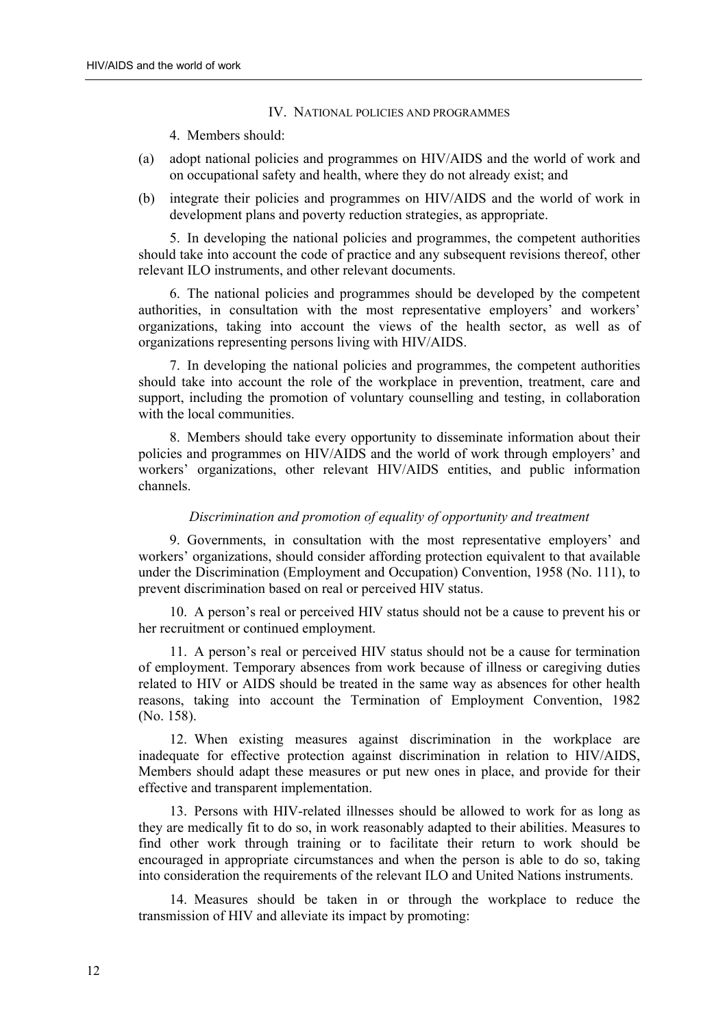## IV. National policies and programmes

4. Members should:

(a) adopt national policies and programmes on HIV/AIDS and the world of work and on occupational safety and health, where they do not already exist; and

(b) integrate their policies and programmes on HIV/AIDS and the world of work in development plans and poverty reduction strategies, as appropriate.

5. In developing the national policies and programmes, the competent authorities should take into account the code of practice and any subsequent revisions thereof, other relevant ILO instruments, and other relevant documents.

6. The national policies and programmes should be developed by the competent authorities, in consultation with the most representative employers' and workers' organizations, taking into account the views of the health sector, as well as of organizations representing persons living with HIV/AIDS.

7. In developing the national policies and programmes, the competent authorities should take into account the role of the workplace in prevention, treatment, care and support, including the promotion of voluntary counselling and testing, in collaboration with the local communities.

8. Members should take every opportunity to disseminate information about their policies and programmes on HIV/AIDS and the world of work through employers' and workers' organizations, other relevant HIV/AIDS entities, and public information channels.

### *Discrimination and promotion of equality of opportunity and treatment*

9. Governments, in consultation with the most representative employers' and workers' organizations, should consider affording protection equivalent to that available under the Discrimination (Employment and Occupation) Convention, 1958 (No. 111), to prevent discrimination based on real or perceived HIV status.

10. A person's real or perceived HIV status should not be a cause to prevent his or her recruitment or continued employment.

11. A person's real or perceived HIV status should not be a cause for termination of employment. Temporary absences from work because of illness or caregiving duties related to HIV or AIDS should be treated in the same way as absences for other health reasons, taking into account the Termination of Employment Convention, 1982 (No. 158).

12. When existing measures against discrimination in the workplace are inadequate for effective protection against discrimination in relation to HIV/AIDS, Members should adapt these measures or put new ones in place, and provide for their effective and transparent implementation.

13. Persons with HIV-related illnesses should be allowed to work for as long as they are medically fit to do so, in work reasonably adapted to their abilities. Measures to find other work through training or to facilitate their return to work should be encouraged in appropriate circumstances and when the person is able to do so, taking into consideration the requirements of the relevant ILO and United Nations instruments.

14. Measures should be taken in or through the workplace to reduce the transmission of HIV and alleviate its impact by promoting: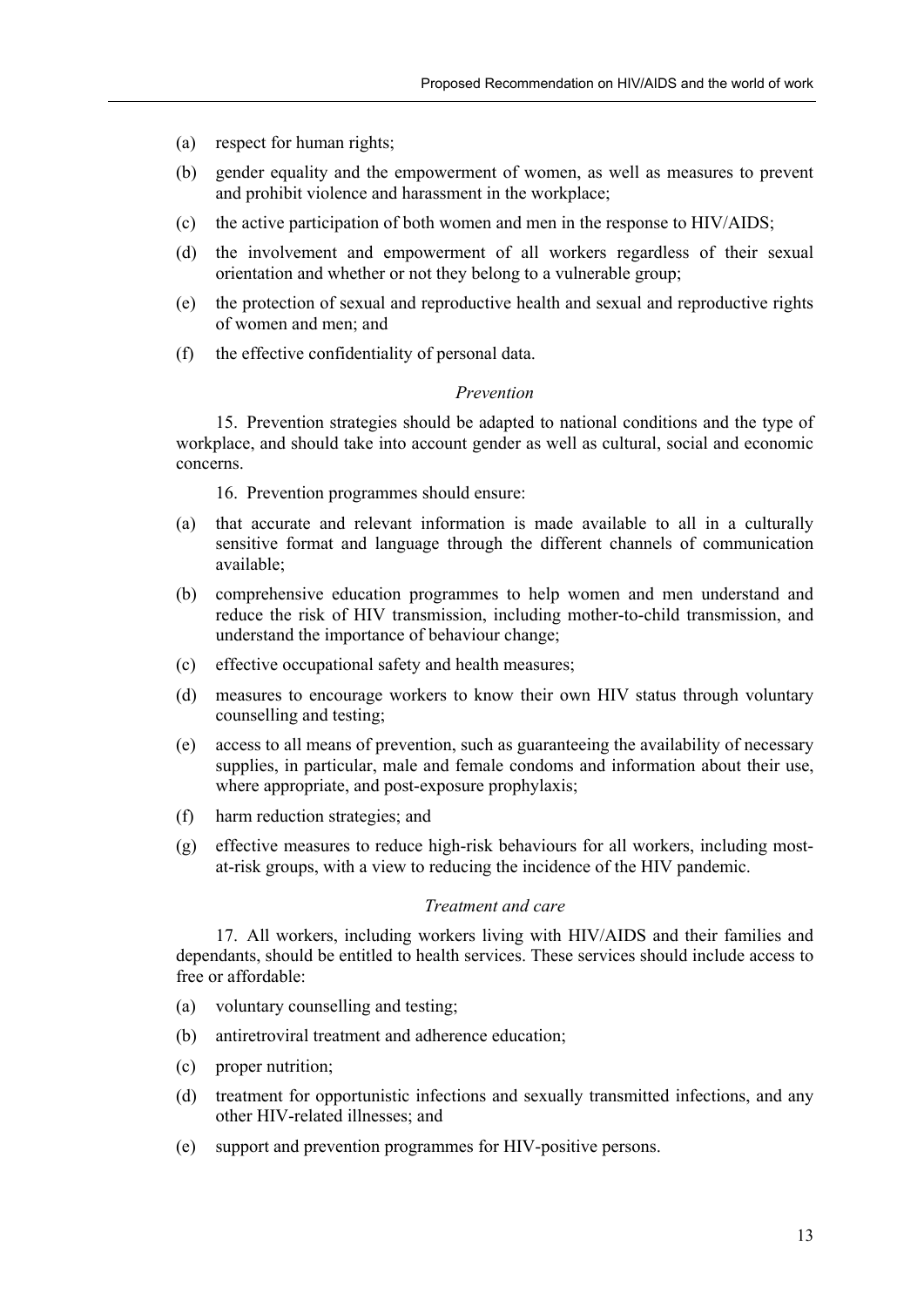(a) respect for human rights;

(b) gender equality and the empowerment of women, as well as measures to prevent and prohibit violence and harassment in the workplace;

(c) the active participation of both women and men in the response to HIV/AIDS;

(d) the involvement and empowerment of all workers regardless of their sexual orientation and whether or not they belong to a vulnerable group;

(e) the protection of sexual and reproductive health and sexual and reproductive rights of women and men; and

(f) the effective confidentiality of personal data.

*Prevention*

15. Prevention strategies should be adapted to national conditions and the type of workplace, and should take into account gender as well as cultural, social and economic concerns.

16. Prevention programmes should ensure:

(a) that accurate and relevant information is made available to all in a culturally sensitive format and language through the different channels of communication available;

(b) comprehensive education programmes to help women and men understand and reduce the risk of HIV transmission, including mother-to-child transmission, and understand the importance of behaviour change;

(c) effective occupational safety and health measures;

(d) measures to encourage workers to know their own HIV status through voluntary counselling and testing;

(e) access to all means of prevention, such as guaranteeing the availability of necessary supplies, in particular, male and female condoms and information about their use, where appropriate, and post-exposure prophylaxis;

(f) harm reduction strategies; and

(g) effective measures to reduce high-risk behaviours for all workers, including most-at-risk groups, with a view to reducing the incidence of the HIV pandemic.

*Treatment and care*

17. All workers, including workers living with HIV/AIDS and their families and dependants, should be entitled to health services. These services should include access to free or affordable:

(a) voluntary counselling and testing;

(b) antiretroviral treatment and adherence education;

(c) proper nutrition;

(d) treatment for opportunistic infections and sexually transmitted infections, and any other HIV-related illnesses; and

(e) support and prevention programmes for HIV-positive persons.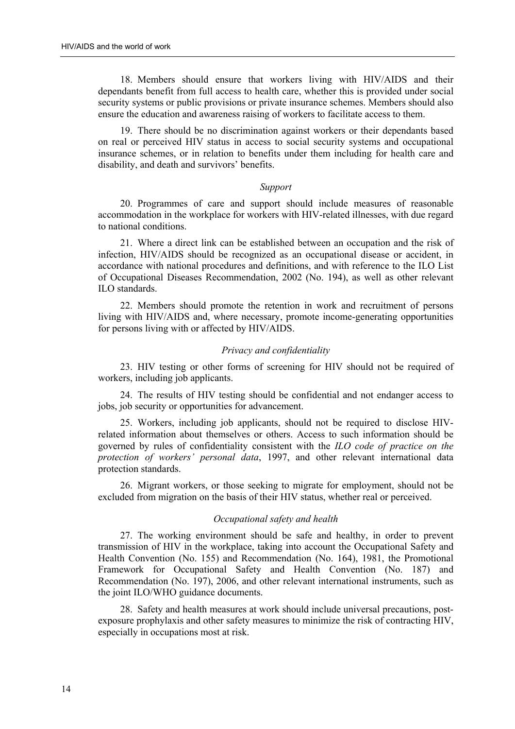18. Members should ensure that workers living with HIV/AIDS and their dependants benefit from full access to health care, whether this is provided under social security systems or public provisions or private insurance schemes. Members should also ensure the education and awareness raising of workers to facilitate access to them.

19. There should be no discrimination against workers or their dependants based on real or perceived HIV status in access to social security systems and occupational insurance schemes, or in relation to benefits under them including for health care and disability, and death and survivors' benefits.

*Support*

20. Programmes of care and support should include measures of reasonable accommodation in the workplace for workers with HIV-related illnesses, with due regard to national conditions.

21. Where a direct link can be established between an occupation and the risk of infection, HIV/AIDS should be recognized as an occupational disease or accident, in accordance with national procedures and definitions, and with reference to the ILO List of Occupational Diseases Recommendation, 2002 (No. 194), as well as other relevant ILO standards.

22. Members should promote the retention in work and recruitment of persons living with HIV/AIDS and, where necessary, promote income-generating opportunities for persons living with or affected by HIV/AIDS.

*Privacy and confidentiality*

23. HIV testing or other forms of screening for HIV should not be required of workers, including job applicants.

24. The results of HIV testing should be confidential and not endanger access to jobs, job security or opportunities for advancement.

25. Workers, including job applicants, should not be required to disclose HIV-related information about themselves or others. Access to such information should be governed by rules of confidentiality consistent with the *ILO code of practice on the protection of workers' personal data*, 1997, and other relevant international data protection standards.

26. Migrant workers, or those seeking to migrate for employment, should not be excluded from migration on the basis of their HIV status, whether real or perceived.

*Occupational safety and health*

27. The working environment should be safe and healthy, in order to prevent transmission of HIV in the workplace, taking into account the Occupational Safety and Health Convention (No. 155) and Recommendation (No. 164), 1981, the Promotional Framework for Occupational Safety and Health Convention (No. 187) and Recommendation (No. 197), 2006, and other relevant international instruments, such as the joint ILO/WHO guidance documents.

28. Safety and health measures at work should include universal precautions, post-exposure prophylaxis and other safety measures to minimize the risk of contracting HIV, especially in occupations most at risk.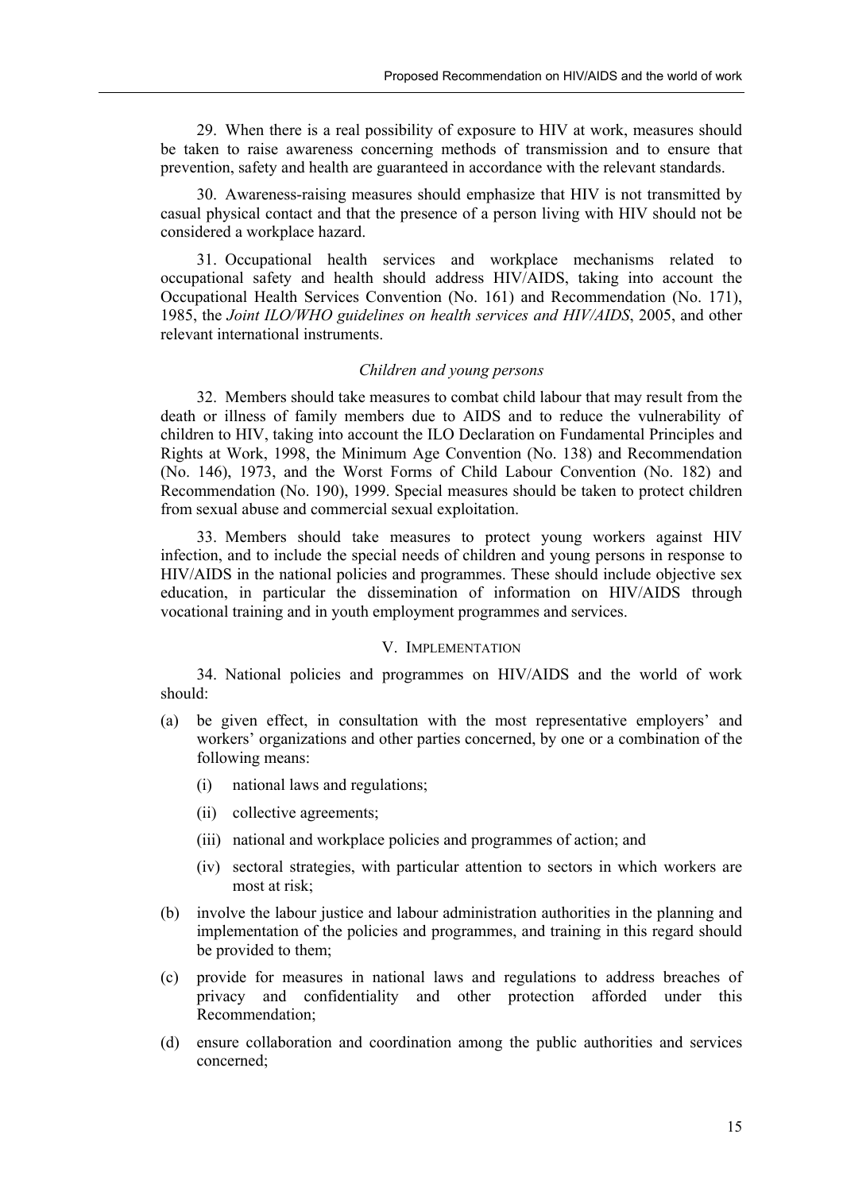29. When there is a real possibility of exposure to HIV at work, measures should be taken to raise awareness concerning methods of transmission and to ensure that prevention, safety and health are guaranteed in accordance with the relevant standards.

30. Awareness-raising measures should emphasize that HIV is not transmitted by casual physical contact and that the presence of a person living with HIV should not be considered a workplace hazard.

31. Occupational health services and workplace mechanisms related to occupational safety and health should address HIV/AIDS, taking into account the Occupational Health Services Convention (No. 161) and Recommendation (No. 171), 1985, the *Joint ILO/WHO guidelines on health services and HIV/AIDS*, 2005, and other relevant international instruments.

### *Children and young persons*

32. Members should take measures to combat child labour that may result from the death or illness of family members due to AIDS and to reduce the vulnerability of children to HIV, taking into account the ILO Declaration on Fundamental Principles and Rights at Work, 1998, the Minimum Age Convention (No. 138) and Recommendation (No. 146), 1973, and the Worst Forms of Child Labour Convention (No. 182) and Recommendation (No. 190), 1999. Special measures should be taken to protect children from sexual abuse and commercial sexual exploitation.

33. Members should take measures to protect young workers against HIV infection, and to include the special needs of children and young persons in response to HIV/AIDS in the national policies and programmes. These should include objective sex education, in particular the dissemination of information on HIV/AIDS through vocational training and in youth employment programmes and services.

## V. Implementation

34. National policies and programmes on HIV/AIDS and the world of work should:

(a) be given effect, in consultation with the most representative employers' and workers' organizations and other parties concerned, by one or a combination of the following means:

- (i) national laws and regulations;
- (ii) collective agreements;
- (iii) national and workplace policies and programmes of action; and
- (iv) sectoral strategies, with particular attention to sectors in which workers are most at risk;

(b) involve the labour justice and labour administration authorities in the planning and implementation of the policies and programmes, and training in this regard should be provided to them;

(c) provide for measures in national laws and regulations to address breaches of privacy and confidentiality and other protection afforded under this Recommendation;

(d) ensure collaboration and coordination among the public authorities and services concerned;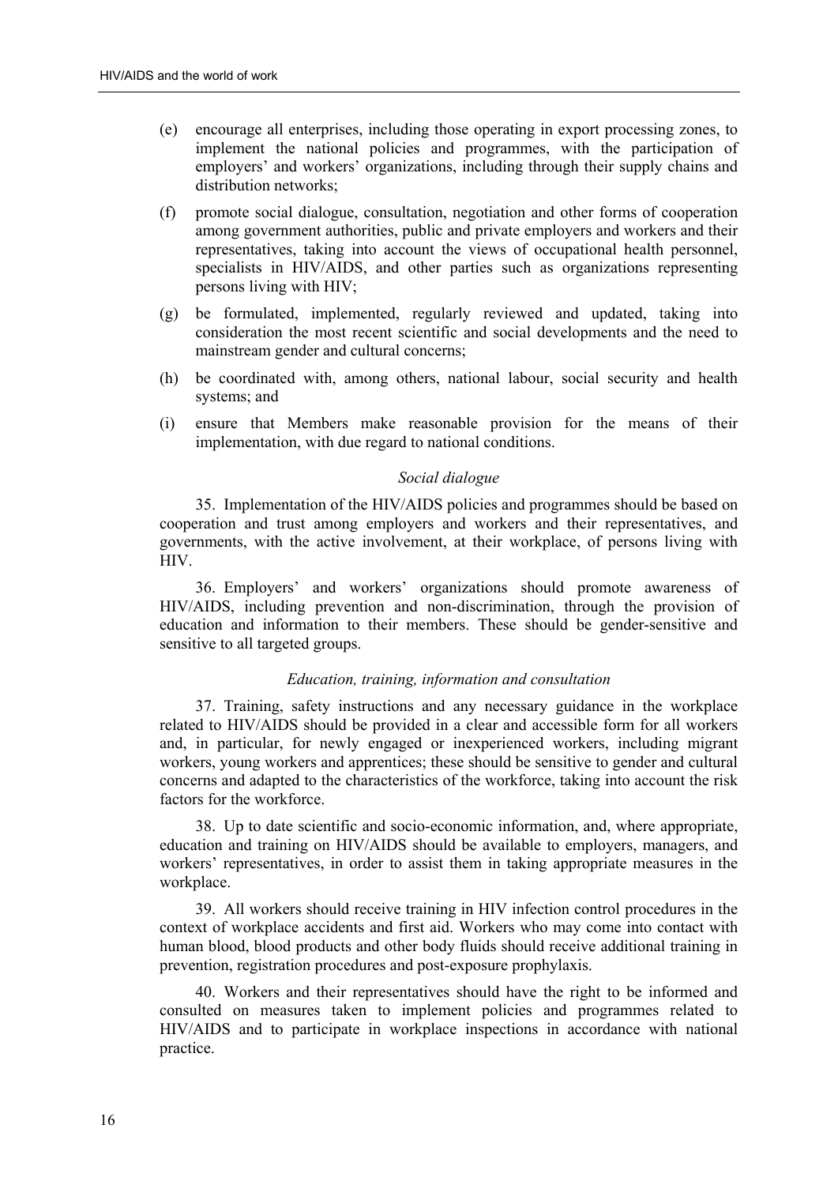(e) encourage all enterprises, including those operating in export processing zones, to implement the national policies and programmes, with the participation of employers' and workers' organizations, including through their supply chains and distribution networks;

(f) promote social dialogue, consultation, negotiation and other forms of cooperation among government authorities, public and private employers and workers and their representatives, taking into account the views of occupational health personnel, specialists in HIV/AIDS, and other parties such as organizations representing persons living with HIV;

(g) be formulated, implemented, regularly reviewed and updated, taking into consideration the most recent scientific and social developments and the need to mainstream gender and cultural concerns;

(h) be coordinated with, among others, national labour, social security and health systems; and

(i) ensure that Members make reasonable provision for the means of their implementation, with due regard to national conditions.

*Social dialogue*

35. Implementation of the HIV/AIDS policies and programmes should be based on cooperation and trust among employers and workers and their representatives, and governments, with the active involvement, at their workplace, of persons living with HIV.

36. Employers' and workers' organizations should promote awareness of HIV/AIDS, including prevention and non-discrimination, through the provision of education and information to their members. These should be gender-sensitive and sensitive to all targeted groups.

*Education, training, information and consultation*

37. Training, safety instructions and any necessary guidance in the workplace related to HIV/AIDS should be provided in a clear and accessible form for all workers and, in particular, for newly engaged or inexperienced workers, including migrant workers, young workers and apprentices; these should be sensitive to gender and cultural concerns and adapted to the characteristics of the workforce, taking into account the risk factors for the workforce.

38. Up to date scientific and socio-economic information, and, where appropriate, education and training on HIV/AIDS should be available to employers, managers, and workers' representatives, in order to assist them in taking appropriate measures in the workplace.

39. All workers should receive training in HIV infection control procedures in the context of workplace accidents and first aid. Workers who may come into contact with human blood, blood products and other body fluids should receive additional training in prevention, registration procedures and post-exposure prophylaxis.

40. Workers and their representatives should have the right to be informed and consulted on measures taken to implement policies and programmes related to HIV/AIDS and to participate in workplace inspections in accordance with national practice.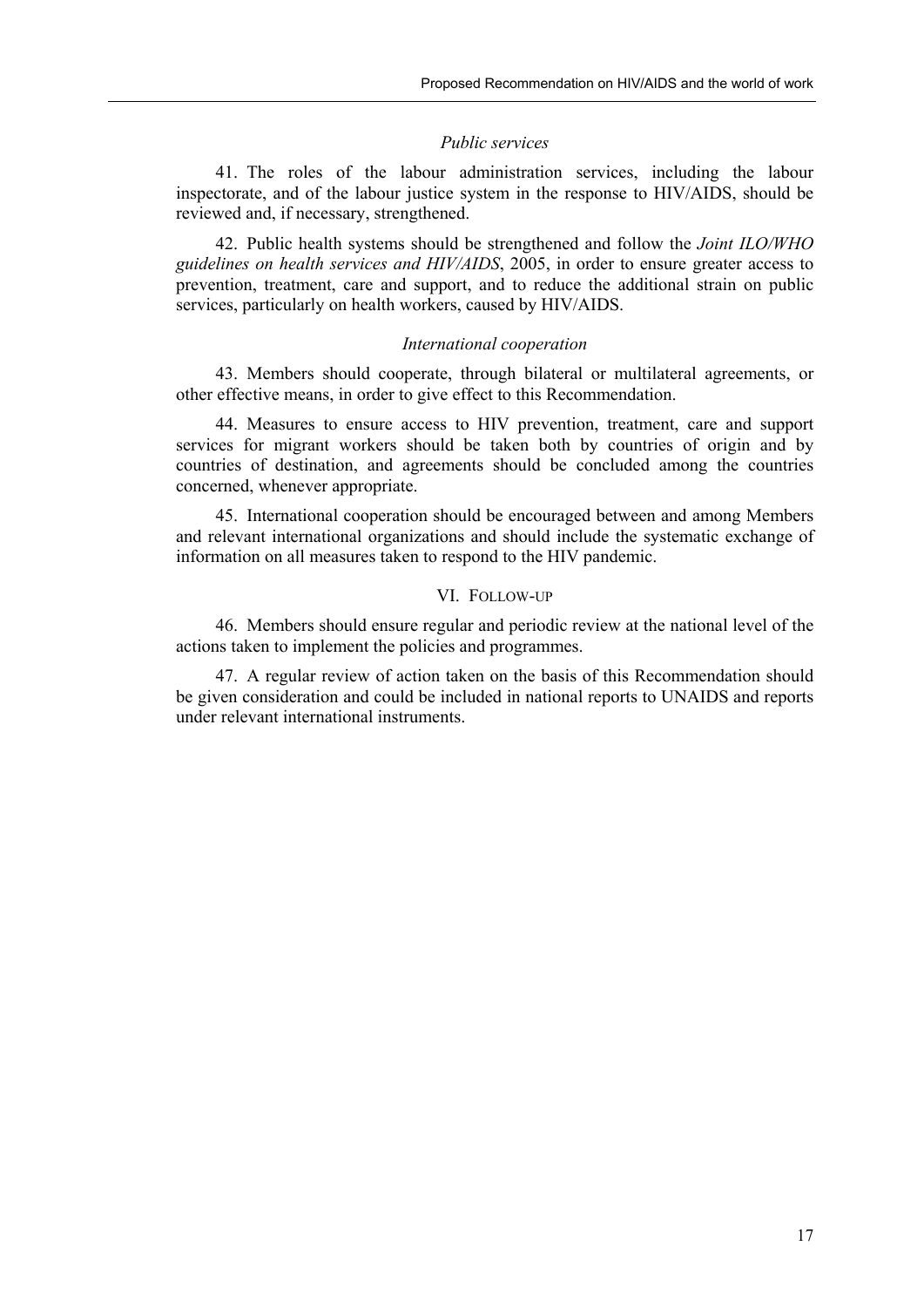### *Public services*

41. The roles of the labour administration services, including the labour inspectorate, and of the labour justice system in the response to HIV/AIDS, should be reviewed and, if necessary, strengthened.

42. Public health systems should be strengthened and follow the *Joint ILO/WHO guidelines on health services and HIV/AIDS*, 2005, in order to ensure greater access to prevention, treatment, care and support, and to reduce the additional strain on public services, particularly on health workers, caused by HIV/AIDS.

### *International cooperation*

43. Members should cooperate, through bilateral or multilateral agreements, or other effective means, in order to give effect to this Recommendation.

44. Measures to ensure access to HIV prevention, treatment, care and support services for migrant workers should be taken both by countries of origin and by countries of destination, and agreements should be concluded among the countries concerned, whenever appropriate.

45. International cooperation should be encouraged between and among Members and relevant international organizations and should include the systematic exchange of information on all measures taken to respond to the HIV pandemic.

## VI. Follow-up

46. Members should ensure regular and periodic review at the national level of the actions taken to implement the policies and programmes.

47. A regular review of action taken on the basis of this Recommendation should be given consideration and could be included in national reports to UNAIDS and reports under relevant international instruments.